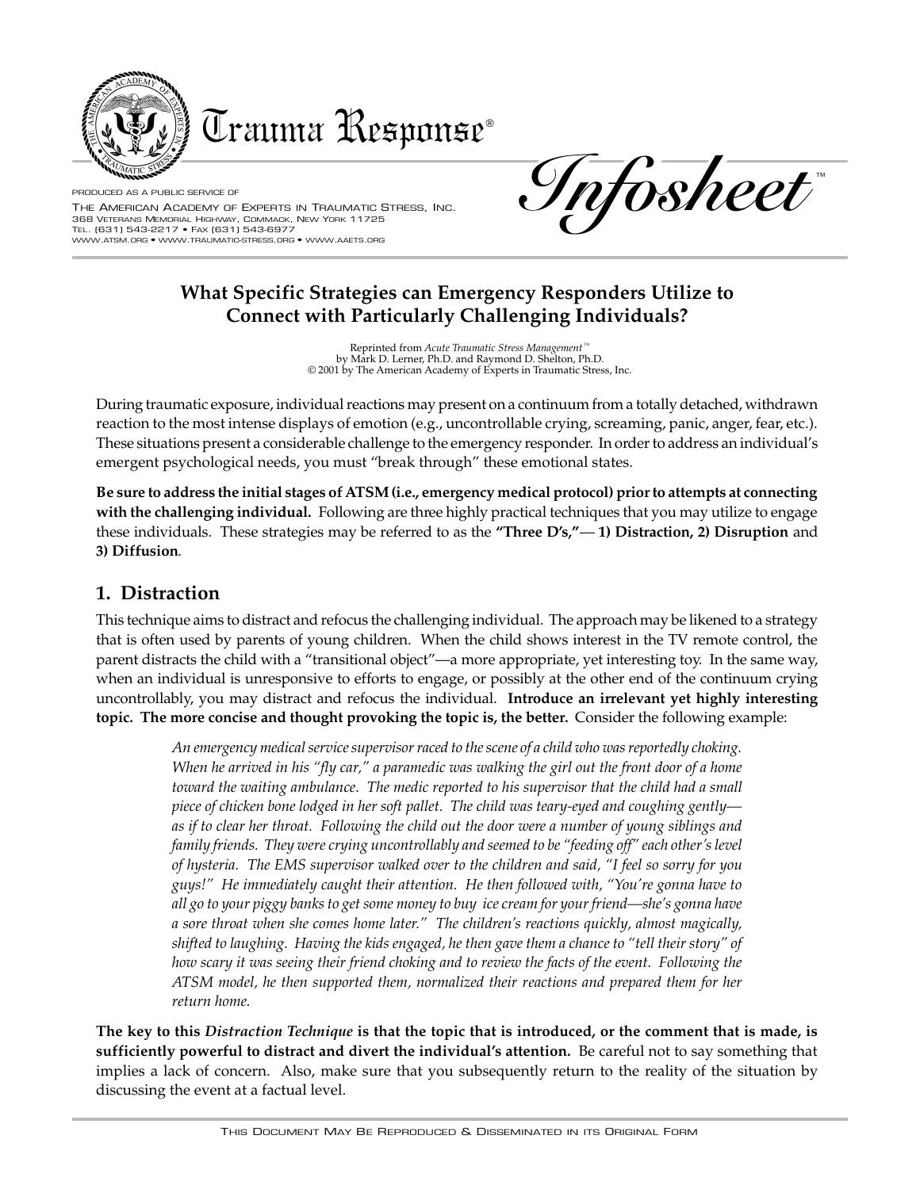# Trauma Response®

PRODUCED AS A PUBLIC SERVICE OF
THE AMERICAN ACADEMY OF EXPERTS IN TRAUMATIC STRESS, INC.
368 VETERANS MEMORIAL HIGHWAY, COMMACK, NEW YORK 11725
TEL. (631) 543-2217 • FAX (631) 543-6977
WWW.ATSM.ORG • WWW.TRAUMATIC-STRESS.ORG • WWW.AAETS.ORG

*Infosheet*™

## What Specific Strategies can Emergency Responders Utilize to Connect with Particularly Challenging Individuals?

Reprinted from *Acute Traumatic Stress Management*™
by Mark D. Lerner, Ph.D. and Raymond D. Shelton, Ph.D.
© 2001 by The American Academy of Experts in Traumatic Stress, Inc.

During traumatic exposure, individual reactions may present on a continuum from a totally detached, withdrawn reaction to the most intense displays of emotion (e.g., uncontrollable crying, screaming, panic, anger, fear, etc.). These situations present a considerable challenge to the emergency responder. In order to address an individual's emergent psychological needs, you must "break through" these emotional states.

**Be sure to address the initial stages of ATSM (i.e., emergency medical protocol) prior to attempts at connecting with the challenging individual.** Following are three highly practical techniques that you may utilize to engage these individuals. These strategies may be referred to as the **"Three D's,"— 1) Distraction, 2) Disruption** and **3) Diffusion**.

## 1. Distraction

This technique aims to distract and refocus the challenging individual. The approach may be likened to a strategy that is often used by parents of young children. When the child shows interest in the TV remote control, the parent distracts the child with a "transitional object"—a more appropriate, yet interesting toy. In the same way, when an individual is unresponsive to efforts to engage, or possibly at the other end of the continuum crying uncontrollably, you may distract and refocus the individual. **Introduce an irrelevant yet highly interesting topic. The more concise and thought provoking the topic is, the better.** Consider the following example:

> *An emergency medical service supervisor raced to the scene of a child who was reportedly choking. When he arrived in his "fly car," a paramedic was walking the girl out the front door of a home toward the waiting ambulance. The medic reported to his supervisor that the child had a small piece of chicken bone lodged in her soft pallet. The child was teary-eyed and coughing gently—as if to clear her throat. Following the child out the door were a number of young siblings and family friends. They were crying uncontrollably and seemed to be "feeding off" each other's level of hysteria. The EMS supervisor walked over to the children and said, "I feel so sorry for you guys!" He immediately caught their attention. He then followed with, "You're gonna have to all go to your piggy banks to get some money to buy ice cream for your friend—she's gonna have a sore throat when she comes home later." The children's reactions quickly, almost magically, shifted to laughing. Having the kids engaged, he then gave them a chance to "tell their story" of how scary it was seeing their friend choking and to review the facts of the event. Following the ATSM model, he then supported them, normalized their reactions and prepared them for her return home.*

**The key to this *Distraction Technique* is that the topic that is introduced, or the comment that is made, is sufficiently powerful to distract and divert the individual's attention.** Be careful not to say something that implies a lack of concern. Also, make sure that you subsequently return to the reality of the situation by discussing the event at a factual level.

THIS DOCUMENT MAY BE REPRODUCED & DISSEMINATED IN ITS ORIGINAL FORM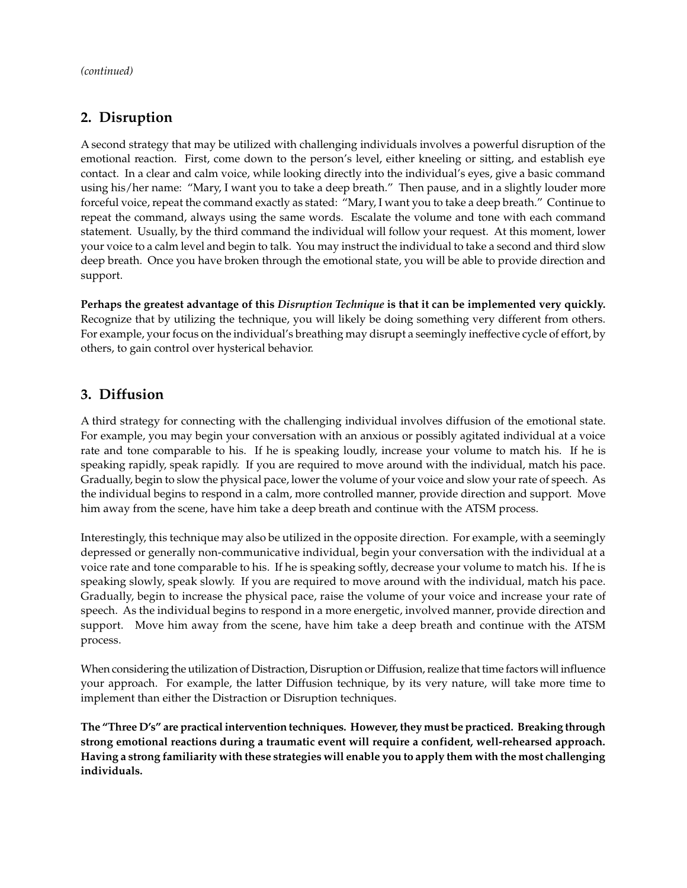*(continued)*

## 2. Disruption

A second strategy that may be utilized with challenging individuals involves a powerful disruption of the emotional reaction. First, come down to the person's level, either kneeling or sitting, and establish eye contact. In a clear and calm voice, while looking directly into the individual's eyes, give a basic command using his/her name: "Mary, I want you to take a deep breath." Then pause, and in a slightly louder more forceful voice, repeat the command exactly as stated: "Mary, I want you to take a deep breath." Continue to repeat the command, always using the same words. Escalate the volume and tone with each command statement. Usually, by the third command the individual will follow your request. At this moment, lower your voice to a calm level and begin to talk. You may instruct the individual to take a second and third slow deep breath. Once you have broken through the emotional state, you will be able to provide direction and support.

**Perhaps the greatest advantage of this *Disruption Technique* is that it can be implemented very quickly.** Recognize that by utilizing the technique, you will likely be doing something very different from others. For example, your focus on the individual's breathing may disrupt a seemingly ineffective cycle of effort, by others, to gain control over hysterical behavior.

## 3. Diffusion

A third strategy for connecting with the challenging individual involves diffusion of the emotional state. For example, you may begin your conversation with an anxious or possibly agitated individual at a voice rate and tone comparable to his. If he is speaking loudly, increase your volume to match his. If he is speaking rapidly, speak rapidly. If you are required to move around with the individual, match his pace. Gradually, begin to slow the physical pace, lower the volume of your voice and slow your rate of speech. As the individual begins to respond in a calm, more controlled manner, provide direction and support. Move him away from the scene, have him take a deep breath and continue with the ATSM process.

Interestingly, this technique may also be utilized in the opposite direction. For example, with a seemingly depressed or generally non-communicative individual, begin your conversation with the individual at a voice rate and tone comparable to his. If he is speaking softly, decrease your volume to match his. If he is speaking slowly, speak slowly. If you are required to move around with the individual, match his pace. Gradually, begin to increase the physical pace, raise the volume of your voice and increase your rate of speech. As the individual begins to respond in a more energetic, involved manner, provide direction and support. Move him away from the scene, have him take a deep breath and continue with the ATSM process.

When considering the utilization of Distraction, Disruption or Diffusion, realize that time factors will influence your approach. For example, the latter Diffusion technique, by its very nature, will take more time to implement than either the Distraction or Disruption techniques.

**The "Three D's" are practical intervention techniques. However, they must be practiced. Breaking through strong emotional reactions during a traumatic event will require a confident, well-rehearsed approach. Having a strong familiarity with these strategies will enable you to apply them with the most challenging individuals.**